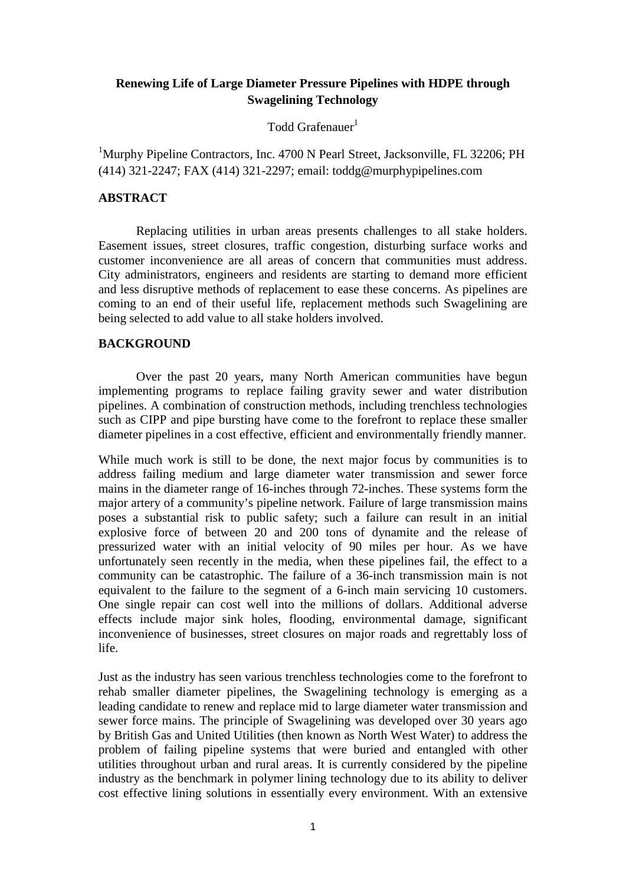# Renewing Life of Large Diameter Pressure Pipelines with HDPE through Swagelining Technology

Todd Grafenauer[1]

[1]Murphy Pipeline Contractors, Inc. 4700 N Pearl Street, Jacksonville, FL 32206; PH (414) 321-2247; FAX (414) 321-2297; email: toddg@murphypipelines.com

## ABSTRACT

Replacing utilities in urban areas presents challenges to all stake holders. Easement issues, street closures, traffic congestion, disturbing surface works and customer inconvenience are all areas of concern that communities must address. City administrators, engineers and residents are starting to demand more efficient and less disruptive methods of replacement to ease these concerns. As pipelines are coming to an end of their useful life, replacement methods such Swagelining are being selected to add value to all stake holders involved.

## BACKGROUND

Over the past 20 years, many North American communities have begun implementing programs to replace failing gravity sewer and water distribution pipelines. A combination of construction methods, including trenchless technologies such as CIPP and pipe bursting have come to the forefront to replace these smaller diameter pipelines in a cost effective, efficient and environmentally friendly manner.

While much work is still to be done, the next major focus by communities is to address failing medium and large diameter water transmission and sewer force mains in the diameter range of 16-inches through 72-inches. These systems form the major artery of a community's pipeline network. Failure of large transmission mains poses a substantial risk to public safety; such a failure can result in an initial explosive force of between 20 and 200 tons of dynamite and the release of pressurized water with an initial velocity of 90 miles per hour. As we have unfortunately seen recently in the media, when these pipelines fail, the effect to a community can be catastrophic. The failure of a 36-inch transmission main is not equivalent to the failure to the segment of a 6-inch main servicing 10 customers. One single repair can cost well into the millions of dollars. Additional adverse effects include major sink holes, flooding, environmental damage, significant inconvenience of businesses, street closures on major roads and regrettably loss of life.

Just as the industry has seen various trenchless technologies come to the forefront to rehab smaller diameter pipelines, the Swagelining technology is emerging as a leading candidate to renew and replace mid to large diameter water transmission and sewer force mains. The principle of Swagelining was developed over 30 years ago by British Gas and United Utilities (then known as North West Water) to address the problem of failing pipeline systems that were buried and entangled with other utilities throughout urban and rural areas. It is currently considered by the pipeline industry as the benchmark in polymer lining technology due to its ability to deliver cost effective lining solutions in essentially every environment. With an extensive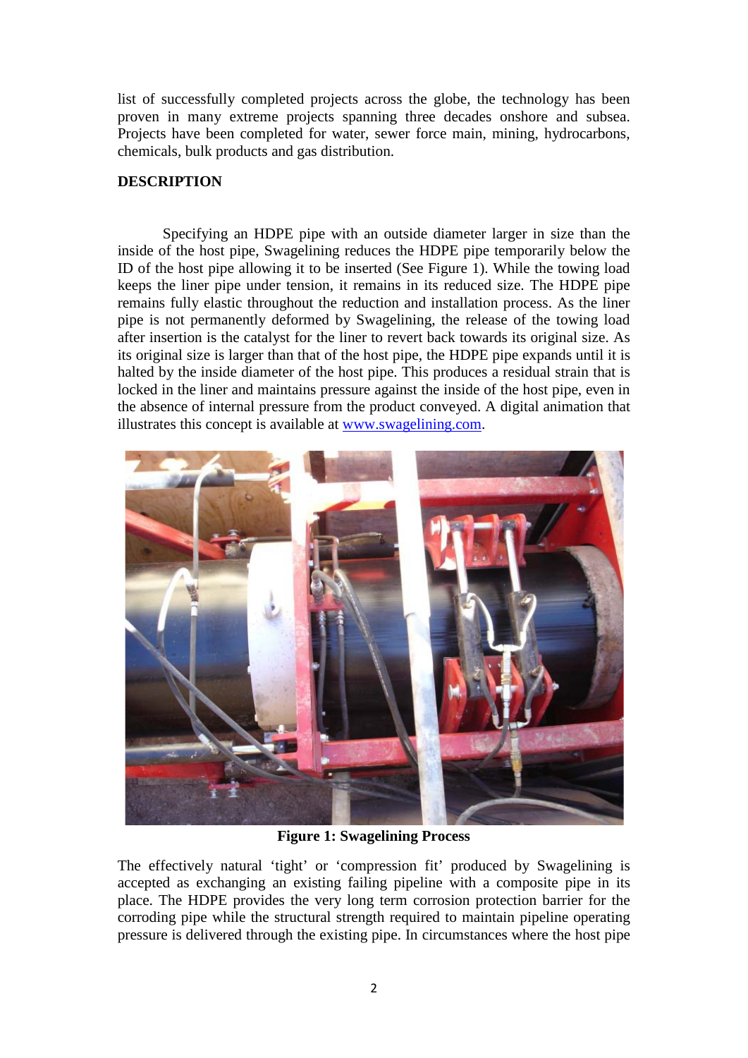list of successfully completed projects across the globe, the technology has been proven in many extreme projects spanning three decades onshore and subsea. Projects have been completed for water, sewer force main, mining, hydrocarbons, chemicals, bulk products and gas distribution.

## DESCRIPTION

Specifying an HDPE pipe with an outside diameter larger in size than the inside of the host pipe, Swagelining reduces the HDPE pipe temporarily below the ID of the host pipe allowing it to be inserted (See Figure 1). While the towing load keeps the liner pipe under tension, it remains in its reduced size. The HDPE pipe remains fully elastic throughout the reduction and installation process. As the liner pipe is not permanently deformed by Swagelining, the release of the towing load after insertion is the catalyst for the liner to revert back towards its original size. As its original size is larger than that of the host pipe, the HDPE pipe expands until it is halted by the inside diameter of the host pipe. This produces a residual strain that is locked in the liner and maintains pressure against the inside of the host pipe, even in the absence of internal pressure from the product conveyed. A digital animation that illustrates this concept is available at [www.swagelining.com](http://www.swagelining.com).

**Figure 1: Swagelining Process**

The effectively natural 'tight' or 'compression fit' produced by Swagelining is accepted as exchanging an existing failing pipeline with a composite pipe in its place. The HDPE provides the very long term corrosion protection barrier for the corroding pipe while the structural strength required to maintain pipeline operating pressure is delivered through the existing pipe. In circumstances where the host pipe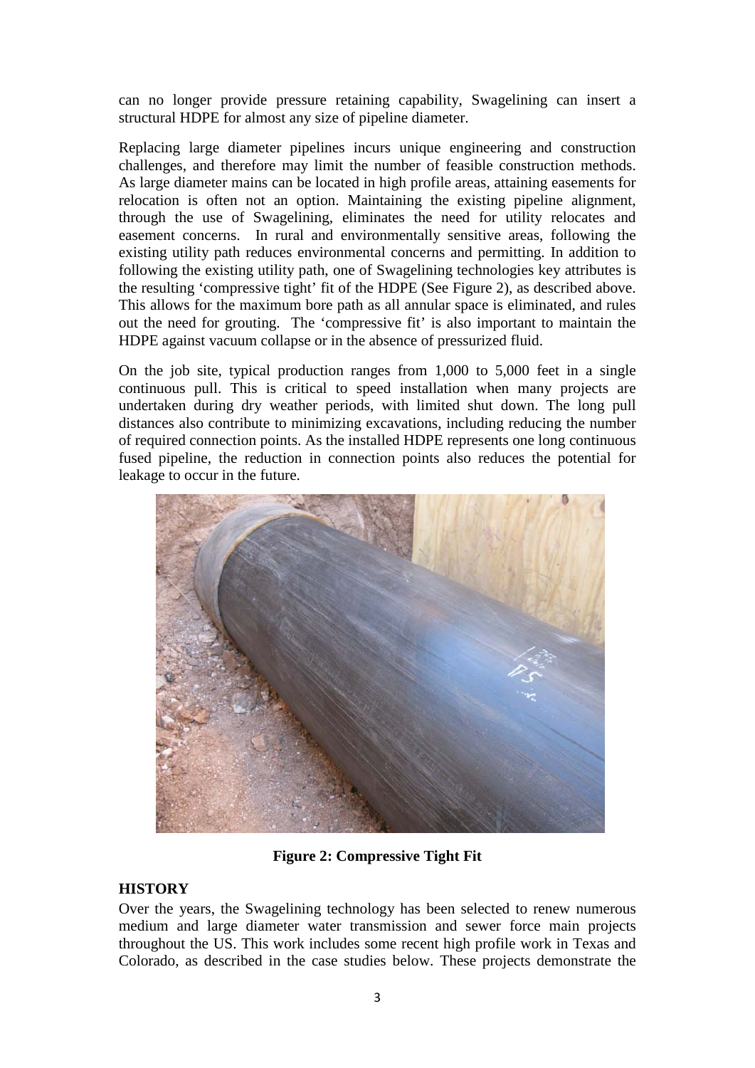can no longer provide pressure retaining capability, Swagelining can insert a structural HDPE for almost any size of pipeline diameter.

Replacing large diameter pipelines incurs unique engineering and construction challenges, and therefore may limit the number of feasible construction methods. As large diameter mains can be located in high profile areas, attaining easements for relocation is often not an option. Maintaining the existing pipeline alignment, through the use of Swagelining, eliminates the need for utility relocates and easement concerns. In rural and environmentally sensitive areas, following the existing utility path reduces environmental concerns and permitting. In addition to following the existing utility path, one of Swagelining technologies key attributes is the resulting 'compressive tight' fit of the HDPE (See Figure 2), as described above. This allows for the maximum bore path as all annular space is eliminated, and rules out the need for grouting. The 'compressive fit' is also important to maintain the HDPE against vacuum collapse or in the absence of pressurized fluid.

On the job site, typical production ranges from 1,000 to 5,000 feet in a single continuous pull. This is critical to speed installation when many projects are undertaken during dry weather periods, with limited shut down. The long pull distances also contribute to minimizing excavations, including reducing the number of required connection points. As the installed HDPE represents one long continuous fused pipeline, the reduction in connection points also reduces the potential for leakage to occur in the future.

**Figure 2: Compressive Tight Fit**

## HISTORY

Over the years, the Swagelining technology has been selected to renew numerous medium and large diameter water transmission and sewer force main projects throughout the US. This work includes some recent high profile work in Texas and Colorado, as described in the case studies below. These projects demonstrate the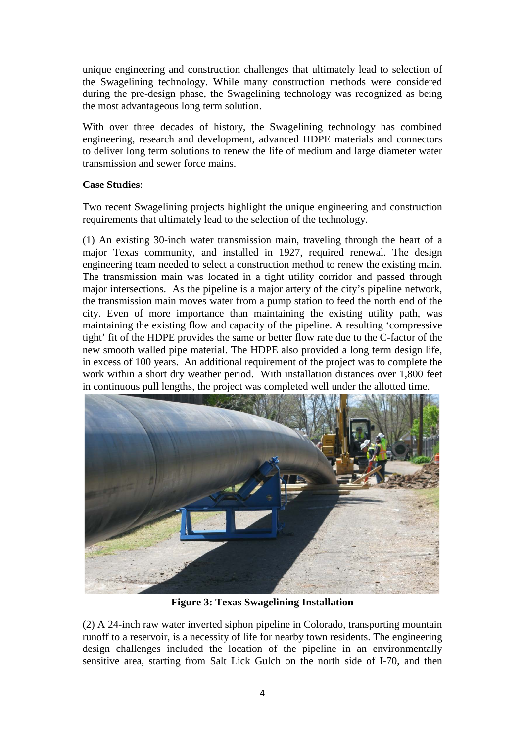unique engineering and construction challenges that ultimately lead to selection of the Swagelining technology. While many construction methods were considered during the pre-design phase, the Swagelining technology was recognized as being the most advantageous long term solution.

With over three decades of history, the Swagelining technology has combined engineering, research and development, advanced HDPE materials and connectors to deliver long term solutions to renew the life of medium and large diameter water transmission and sewer force mains.

**Case Studies**:

Two recent Swagelining projects highlight the unique engineering and construction requirements that ultimately lead to the selection of the technology.

(1) An existing 30-inch water transmission main, traveling through the heart of a major Texas community, and installed in 1927, required renewal. The design engineering team needed to select a construction method to renew the existing main. The transmission main was located in a tight utility corridor and passed through major intersections. As the pipeline is a major artery of the city's pipeline network, the transmission main moves water from a pump station to feed the north end of the city. Even of more importance than maintaining the existing utility path, was maintaining the existing flow and capacity of the pipeline. A resulting 'compressive tight' fit of the HDPE provides the same or better flow rate due to the C-factor of the new smooth walled pipe material. The HDPE also provided a long term design life, in excess of 100 years. An additional requirement of the project was to complete the work within a short dry weather period. With installation distances over 1,800 feet in continuous pull lengths, the project was completed well under the allotted time.

**Figure 3: Texas Swagelining Installation**

(2) A 24-inch raw water inverted siphon pipeline in Colorado, transporting mountain runoff to a reservoir, is a necessity of life for nearby town residents. The engineering design challenges included the location of the pipeline in an environmentally sensitive area, starting from Salt Lick Gulch on the north side of I-70, and then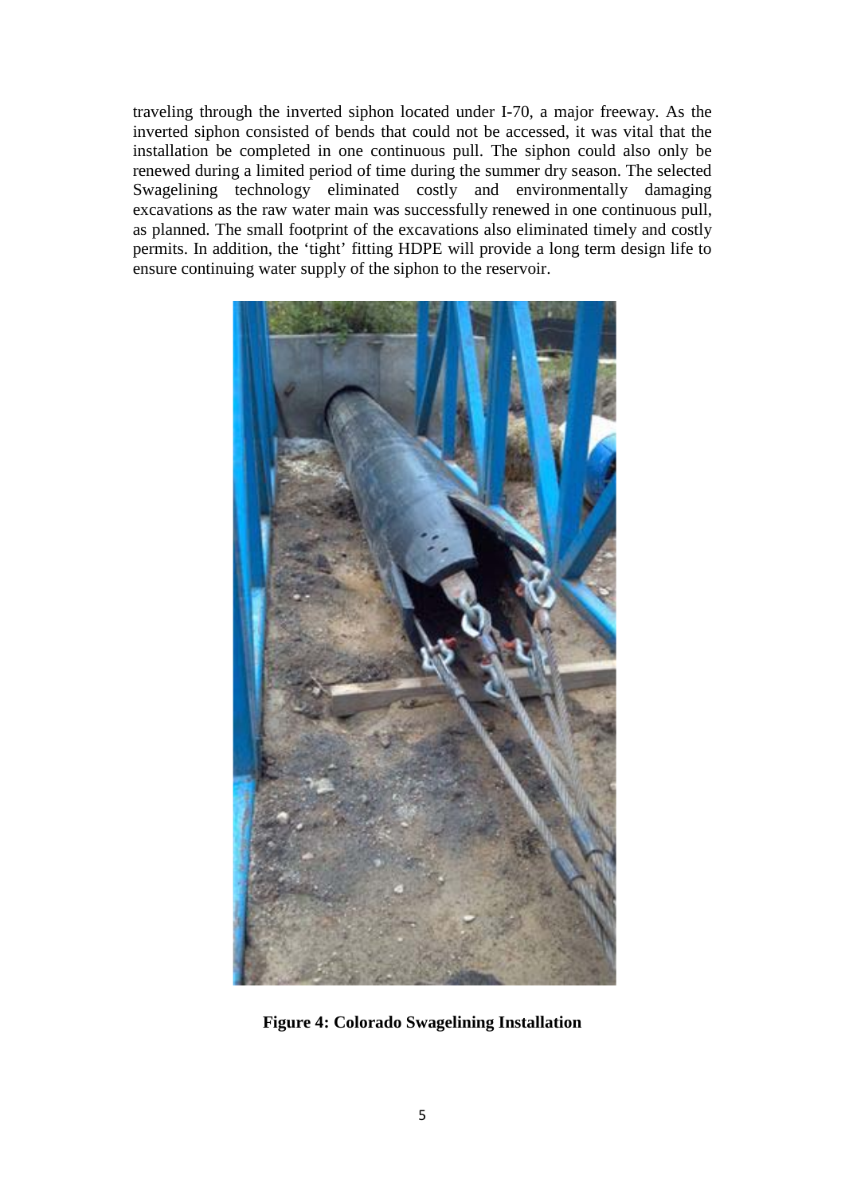traveling through the inverted siphon located under I-70, a major freeway. As the inverted siphon consisted of bends that could not be accessed, it was vital that the installation be completed in one continuous pull. The siphon could also only be renewed during a limited period of time during the summer dry season. The selected Swagelining technology eliminated costly and environmentally damaging excavations as the raw water main was successfully renewed in one continuous pull, as planned. The small footprint of the excavations also eliminated timely and costly permits. In addition, the 'tight' fitting HDPE will provide a long term design life to ensure continuing water supply of the siphon to the reservoir.

**Figure 4: Colorado Swagelining Installation**